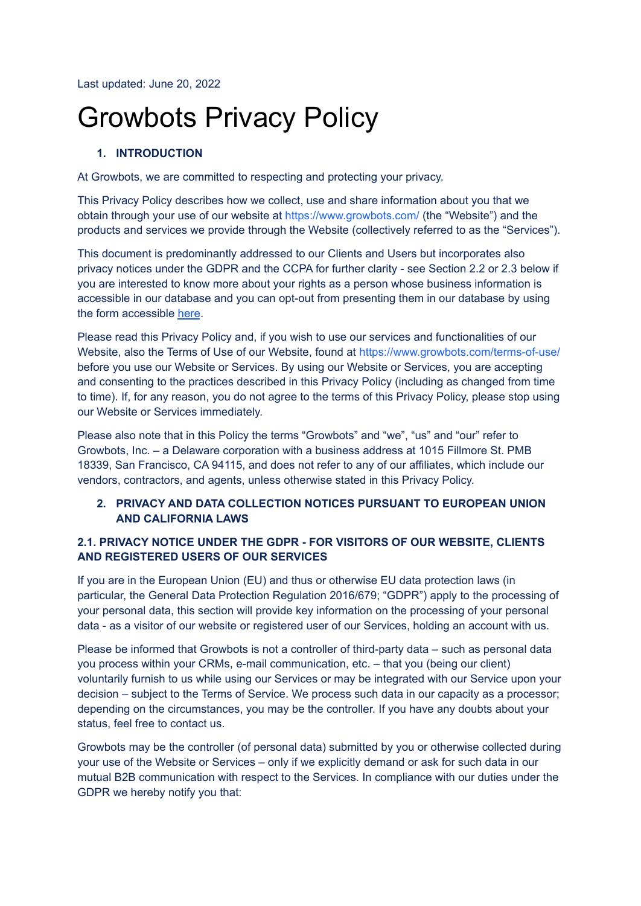Last updated: June 20, 2022

# Growbots Privacy Policy

## 1. INTRODUCTION

At Growbots, we are committed to respecting and protecting your privacy.

This Privacy Policy describes how we collect, use and share information about you that we obtain through your use of our website at https://www.growbots.com/ (the "Website") and the products and services we provide through the Website (collectively referred to as the "Services").

This document is predominantly addressed to our Clients and Users but incorporates also privacy notices under the GDPR and the CCPA for further clarity - see Section 2.2 or 2.3 below if you are interested to know more about your rights as a person whose business information is accessible in our database and you can opt-out from presenting them in our database by using the form accessible here.

Please read this Privacy Policy and, if you wish to use our services and functionalities of our Website, also the Terms of Use of our Website, found at https://www.growbots.com/terms-of-use/ before you use our Website or Services. By using our Website or Services, you are accepting and consenting to the practices described in this Privacy Policy (including as changed from time to time). If, for any reason, you do not agree to the terms of this Privacy Policy, please stop using our Website or Services immediately.

Please also note that in this Policy the terms "Growbots" and "we", "us" and "our" refer to Growbots, Inc. – a Delaware corporation with a business address at 1015 Fillmore St. PMB 18339, San Francisco, CA 94115, and does not refer to any of our affiliates, which include our vendors, contractors, and agents, unless otherwise stated in this Privacy Policy.

## 2. PRIVACY AND DATA COLLECTION NOTICES PURSUANT TO EUROPEAN UNION AND CALIFORNIA LAWS

### 2.1. PRIVACY NOTICE UNDER THE GDPR - FOR VISITORS OF OUR WEBSITE, CLIENTS AND REGISTERED USERS OF OUR SERVICES

If you are in the European Union (EU) and thus or otherwise EU data protection laws (in particular, the General Data Protection Regulation 2016/679; "GDPR") apply to the processing of your personal data, this section will provide key information on the processing of your personal data - as a visitor of our website or registered user of our Services, holding an account with us.

Please be informed that Growbots is not a controller of third-party data – such as personal data you process within your CRMs, e-mail communication, etc. – that you (being our client) voluntarily furnish to us while using our Services or may be integrated with our Service upon your decision – subject to the Terms of Service. We process such data in our capacity as a processor; depending on the circumstances, you may be the controller. If you have any doubts about your status, feel free to contact us.

Growbots may be the controller (of personal data) submitted by you or otherwise collected during your use of the Website or Services – only if we explicitly demand or ask for such data in our mutual B2B communication with respect to the Services. In compliance with our duties under the GDPR we hereby notify you that: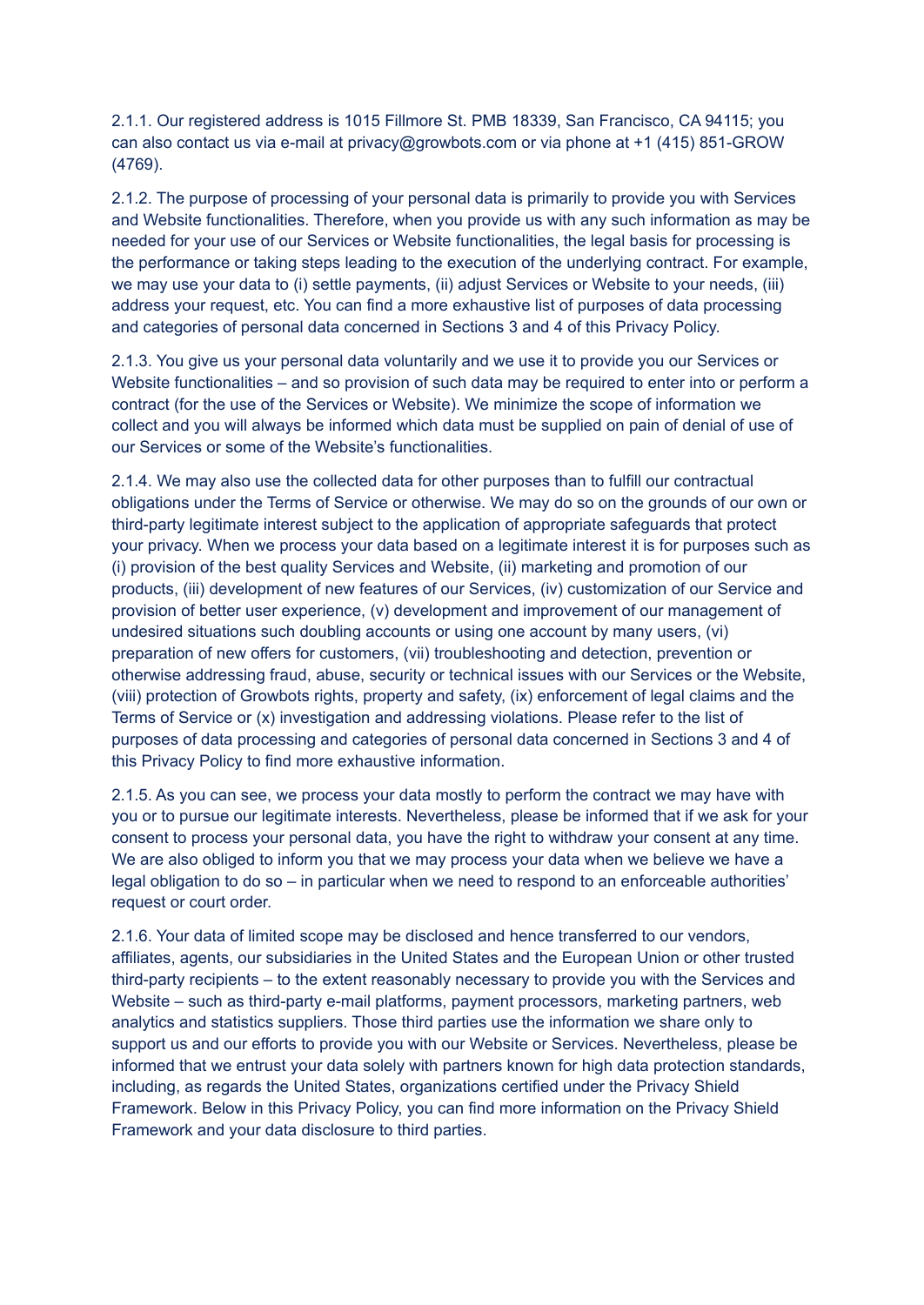2.1.1. Our registered address is 1015 Fillmore St. PMB 18339, San Francisco, CA 94115; you can also contact us via e-mail at privacy@growbots.com or via phone at +1 (415) 851-GROW (4769).

2.1.2. The purpose of processing of your personal data is primarily to provide you with Services and Website functionalities. Therefore, when you provide us with any such information as may be needed for your use of our Services or Website functionalities, the legal basis for processing is the performance or taking steps leading to the execution of the underlying contract. For example, we may use your data to (i) settle payments, (ii) adjust Services or Website to your needs, (iii) address your request, etc. You can find a more exhaustive list of purposes of data processing and categories of personal data concerned in Sections 3 and 4 of this Privacy Policy.

2.1.3. You give us your personal data voluntarily and we use it to provide you our Services or Website functionalities – and so provision of such data may be required to enter into or perform a contract (for the use of the Services or Website). We minimize the scope of information we collect and you will always be informed which data must be supplied on pain of denial of use of our Services or some of the Website's functionalities.

2.1.4. We may also use the collected data for other purposes than to fulfill our contractual obligations under the Terms of Service or otherwise. We may do so on the grounds of our own or third-party legitimate interest subject to the application of appropriate safeguards that protect your privacy. When we process your data based on a legitimate interest it is for purposes such as (i) provision of the best quality Services and Website, (ii) marketing and promotion of our products, (iii) development of new features of our Services, (iv) customization of our Service and provision of better user experience, (v) development and improvement of our management of undesired situations such doubling accounts or using one account by many users, (vi) preparation of new offers for customers, (vii) troubleshooting and detection, prevention or otherwise addressing fraud, abuse, security or technical issues with our Services or the Website, (viii) protection of Growbots rights, property and safety, (ix) enforcement of legal claims and the Terms of Service or (x) investigation and addressing violations. Please refer to the list of purposes of data processing and categories of personal data concerned in Sections 3 and 4 of this Privacy Policy to find more exhaustive information.

2.1.5. As you can see, we process your data mostly to perform the contract we may have with you or to pursue our legitimate interests. Nevertheless, please be informed that if we ask for your consent to process your personal data, you have the right to withdraw your consent at any time. We are also obliged to inform you that we may process your data when we believe we have a legal obligation to do so – in particular when we need to respond to an enforceable authorities' request or court order.

2.1.6. Your data of limited scope may be disclosed and hence transferred to our vendors, affiliates, agents, our subsidiaries in the United States and the European Union or other trusted third-party recipients – to the extent reasonably necessary to provide you with the Services and Website – such as third-party e-mail platforms, payment processors, marketing partners, web analytics and statistics suppliers. Those third parties use the information we share only to support us and our efforts to provide you with our Website or Services. Nevertheless, please be informed that we entrust your data solely with partners known for high data protection standards, including, as regards the United States, organizations certified under the Privacy Shield Framework. Below in this Privacy Policy, you can find more information on the Privacy Shield Framework and your data disclosure to third parties.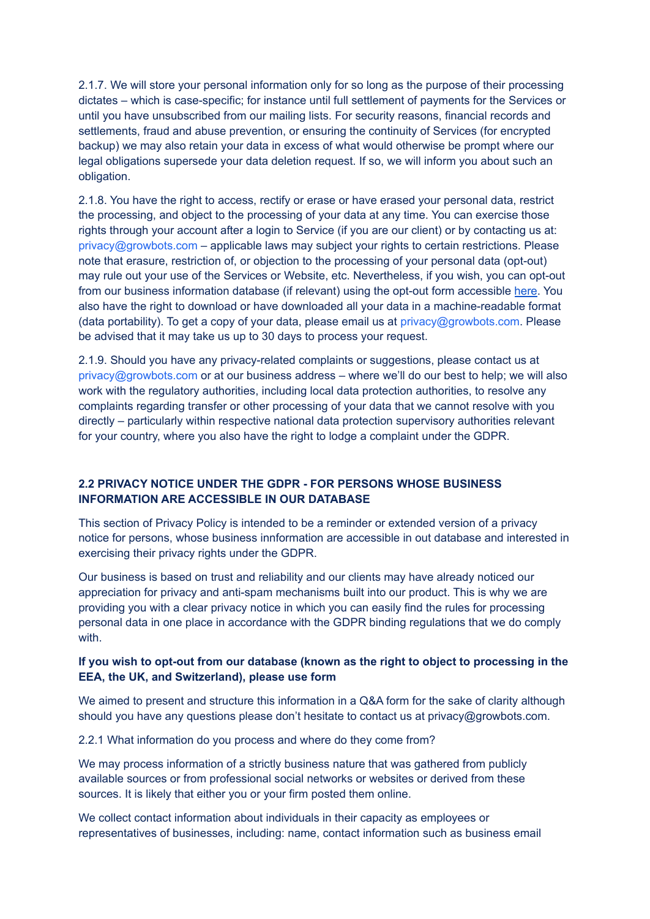2.1.7. We will store your personal information only for so long as the purpose of their processing dictates – which is case-specific; for instance until full settlement of payments for the Services or until you have unsubscribed from our mailing lists. For security reasons, financial records and settlements, fraud and abuse prevention, or ensuring the continuity of Services (for encrypted backup) we may also retain your data in excess of what would otherwise be prompt where our legal obligations supersede your data deletion request. If so, we will inform you about such an obligation.

2.1.8. You have the right to access, rectify or erase or have erased your personal data, restrict the processing, and object to the processing of your data at any time. You can exercise those rights through your account after a login to Service (if you are our client) or by contacting us at: privacy@growbots.com – applicable laws may subject your rights to certain restrictions. Please note that erasure, restriction of, or objection to the processing of your personal data (opt-out) may rule out your use of the Services or Website, etc. Nevertheless, if you wish, you can opt-out from our business information database (if relevant) using the opt-out form accessible here. You also have the right to download or have downloaded all your data in a machine-readable format (data portability). To get a copy of your data, please email us at privacy@growbots.com. Please be advised that it may take us up to 30 days to process your request.

2.1.9. Should you have any privacy-related complaints or suggestions, please contact us at privacy@growbots.com or at our business address – where we'll do our best to help; we will also work with the regulatory authorities, including local data protection authorities, to resolve any complaints regarding transfer or other processing of your data that we cannot resolve with you directly – particularly within respective national data protection supervisory authorities relevant for your country, where you also have the right to lodge a complaint under the GDPR.

## 2.2 PRIVACY NOTICE UNDER THE GDPR - FOR PERSONS WHOSE BUSINESS INFORMATION ARE ACCESSIBLE IN OUR DATABASE

This section of Privacy Policy is intended to be a reminder or extended version of a privacy notice for persons, whose business innformation are accessible in out database and interested in exercising their privacy rights under the GDPR.

Our business is based on trust and reliability and our clients may have already noticed our appreciation for privacy and anti-spam mechanisms built into our product. This is why we are providing you with a clear privacy notice in which you can easily find the rules for processing personal data in one place in accordance with the GDPR binding regulations that we do comply with.

**If you wish to opt-out from our database (known as the right to object to processing in the EEA, the UK, and Switzerland), please use form**

We aimed to present and structure this information in a Q&A form for the sake of clarity although should you have any questions please don't hesitate to contact us at privacy@growbots.com.

2.2.1 What information do you process and where do they come from?

We may process information of a strictly business nature that was gathered from publicly available sources or from professional social networks or websites or derived from these sources. It is likely that either you or your firm posted them online.

We collect contact information about individuals in their capacity as employees or representatives of businesses, including: name, contact information such as business email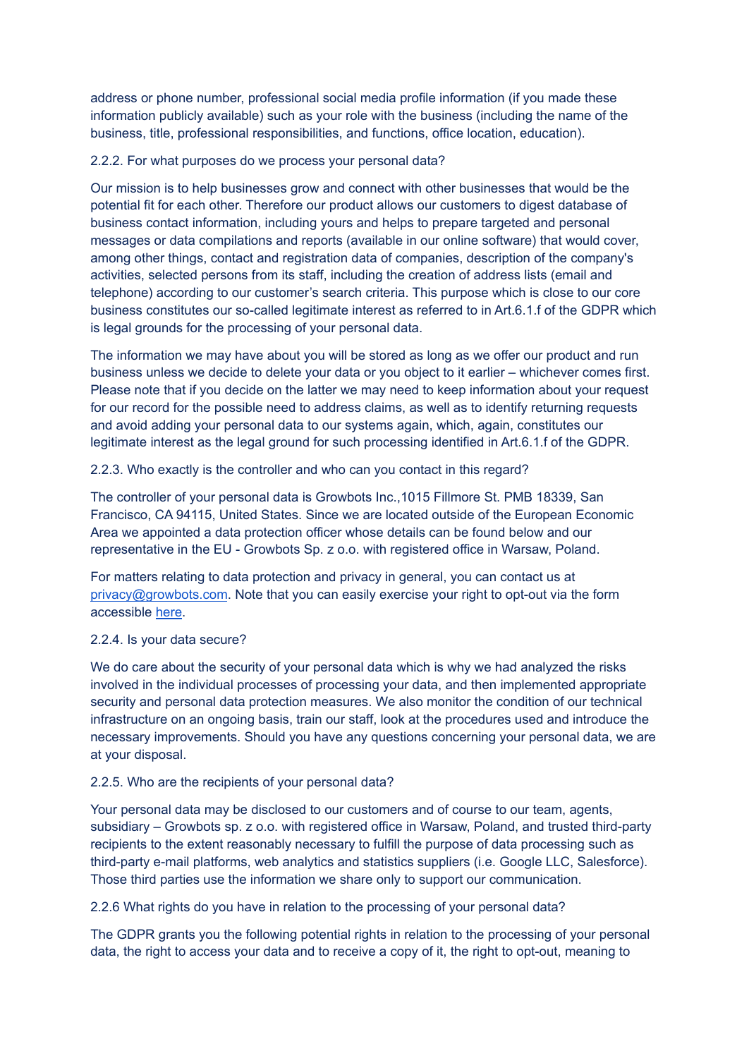address or phone number, professional social media profile information (if you made these information publicly available) such as your role with the business (including the name of the business, title, professional responsibilities, and functions, office location, education).

2.2.2. For what purposes do we process your personal data?

Our mission is to help businesses grow and connect with other businesses that would be the potential fit for each other. Therefore our product allows our customers to digest database of business contact information, including yours and helps to prepare targeted and personal messages or data compilations and reports (available in our online software) that would cover, among other things, contact and registration data of companies, description of the company's activities, selected persons from its staff, including the creation of address lists (email and telephone) according to our customer's search criteria. This purpose which is close to our core business constitutes our so-called legitimate interest as referred to in Art.6.1.f of the GDPR which is legal grounds for the processing of your personal data.

The information we may have about you will be stored as long as we offer our product and run business unless we decide to delete your data or you object to it earlier – whichever comes first. Please note that if you decide on the latter we may need to keep information about your request for our record for the possible need to address claims, as well as to identify returning requests and avoid adding your personal data to our systems again, which, again, constitutes our legitimate interest as the legal ground for such processing identified in Art.6.1.f of the GDPR.

2.2.3. Who exactly is the controller and who can you contact in this regard?

The controller of your personal data is Growbots Inc.,1015 Fillmore St. PMB 18339, San Francisco, CA 94115, United States. Since we are located outside of the European Economic Area we appointed a data protection officer whose details can be found below and our representative in the EU - Growbots Sp. z o.o. with registered office in Warsaw, Poland.

For matters relating to data protection and privacy in general, you can contact us at [privacy@growbots.com](mailto:privacy@growbots.com). Note that you can easily exercise your right to opt-out via the form accessible here.

2.2.4. Is your data secure?

We do care about the security of your personal data which is why we had analyzed the risks involved in the individual processes of processing your data, and then implemented appropriate security and personal data protection measures. We also monitor the condition of our technical infrastructure on an ongoing basis, train our staff, look at the procedures used and introduce the necessary improvements. Should you have any questions concerning your personal data, we are at your disposal.

2.2.5. Who are the recipients of your personal data?

Your personal data may be disclosed to our customers and of course to our team, agents, subsidiary – Growbots sp. z o.o. with registered office in Warsaw, Poland, and trusted third-party recipients to the extent reasonably necessary to fulfill the purpose of data processing such as third-party e-mail platforms, web analytics and statistics suppliers (i.e. Google LLC, Salesforce). Those third parties use the information we share only to support our communication.

2.2.6 What rights do you have in relation to the processing of your personal data?

The GDPR grants you the following potential rights in relation to the processing of your personal data, the right to access your data and to receive a copy of it, the right to opt-out, meaning to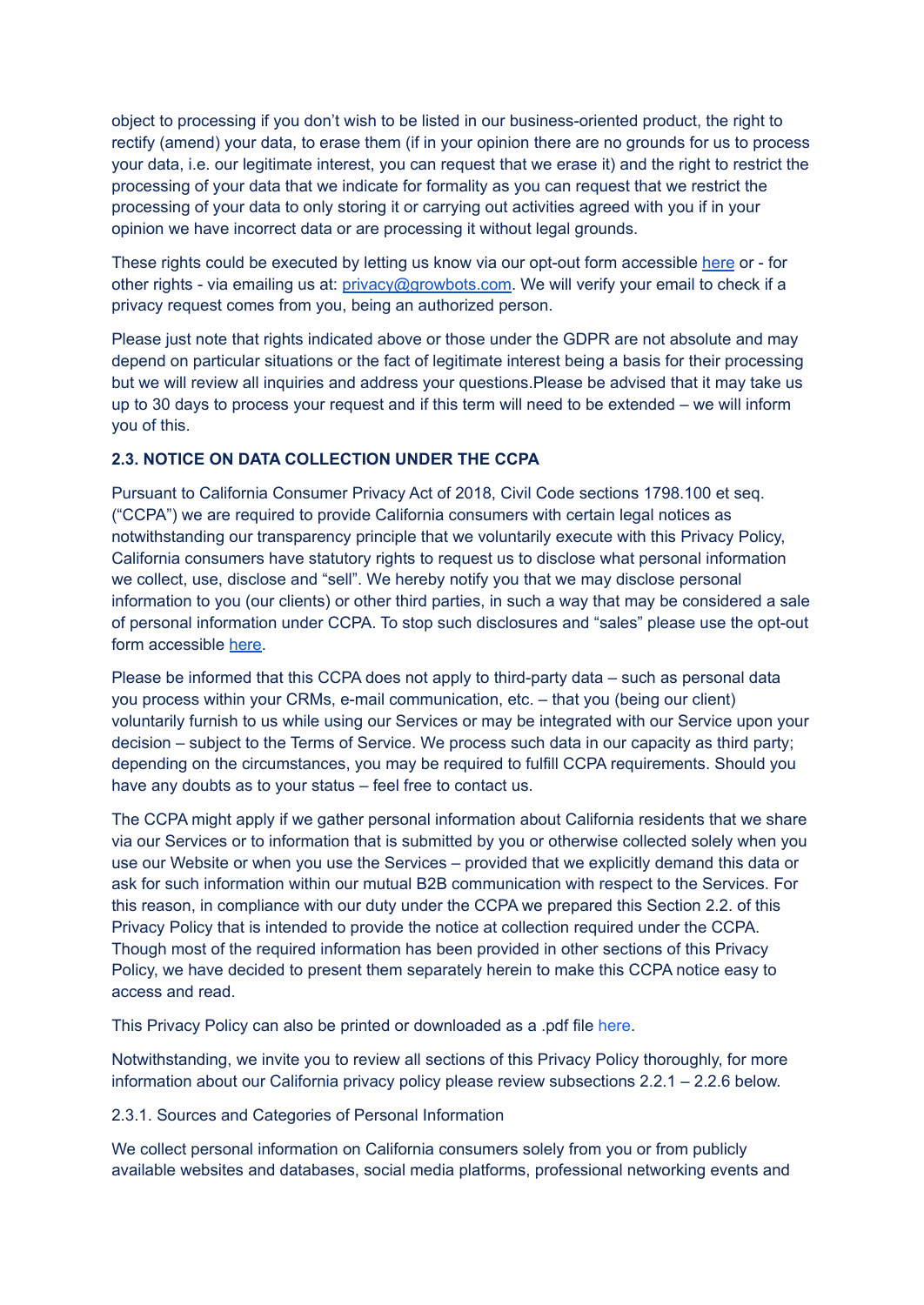object to processing if you don't wish to be listed in our business-oriented product, the right to rectify (amend) your data, to erase them (if in your opinion there are no grounds for us to process your data, i.e. our legitimate interest, you can request that we erase it) and the right to restrict the processing of your data that we indicate for formality as you can request that we restrict the processing of your data to only storing it or carrying out activities agreed with you if in your opinion we have incorrect data or are processing it without legal grounds.

These rights could be executed by letting us know via our opt-out form accessible [here]() or - for other rights - via emailing us at: [privacy@growbots.com](mailto:privacy@growbots.com). We will verify your email to check if a privacy request comes from you, being an authorized person.

Please just note that rights indicated above or those under the GDPR are not absolute and may depend on particular situations or the fact of legitimate interest being a basis for their processing but we will review all inquiries and address your questions.Please be advised that it may take us up to 30 days to process your request and if this term will need to be extended – we will inform you of this.

**2.3. NOTICE ON DATA COLLECTION UNDER THE CCPA**

Pursuant to California Consumer Privacy Act of 2018, Civil Code sections 1798.100 et seq. ("CCPA") we are required to provide California consumers with certain legal notices as notwithstanding our transparency principle that we voluntarily execute with this Privacy Policy, California consumers have statutory rights to request us to disclose what personal information we collect, use, disclose and "sell". We hereby notify you that we may disclose personal information to you (our clients) or other third parties, in such a way that may be considered a sale of personal information under CCPA. To stop such disclosures and "sales" please use the opt-out form accessible [here]().

Please be informed that this CCPA does not apply to third-party data – such as personal data you process within your CRMs, e-mail communication, etc. – that you (being our client) voluntarily furnish to us while using our Services or may be integrated with our Service upon your decision – subject to the Terms of Service. We process such data in our capacity as third party; depending on the circumstances, you may be required to fulfill CCPA requirements. Should you have any doubts as to your status – feel free to contact us.

The CCPA might apply if we gather personal information about California residents that we share via our Services or to information that is submitted by you or otherwise collected solely when you use our Website or when you use the Services – provided that we explicitly demand this data or ask for such information within our mutual B2B communication with respect to the Services. For this reason, in compliance with our duty under the CCPA we prepared this Section 2.2. of this Privacy Policy that is intended to provide the notice at collection required under the CCPA. Though most of the required information has been provided in other sections of this Privacy Policy, we have decided to present them separately herein to make this CCPA notice easy to access and read.

This Privacy Policy can also be printed or downloaded as a .pdf file here.

Notwithstanding, we invite you to review all sections of this Privacy Policy thoroughly, for more information about our California privacy policy please review subsections 2.2.1 – 2.2.6 below.

2.3.1. Sources and Categories of Personal Information

We collect personal information on California consumers solely from you or from publicly available websites and databases, social media platforms, professional networking events and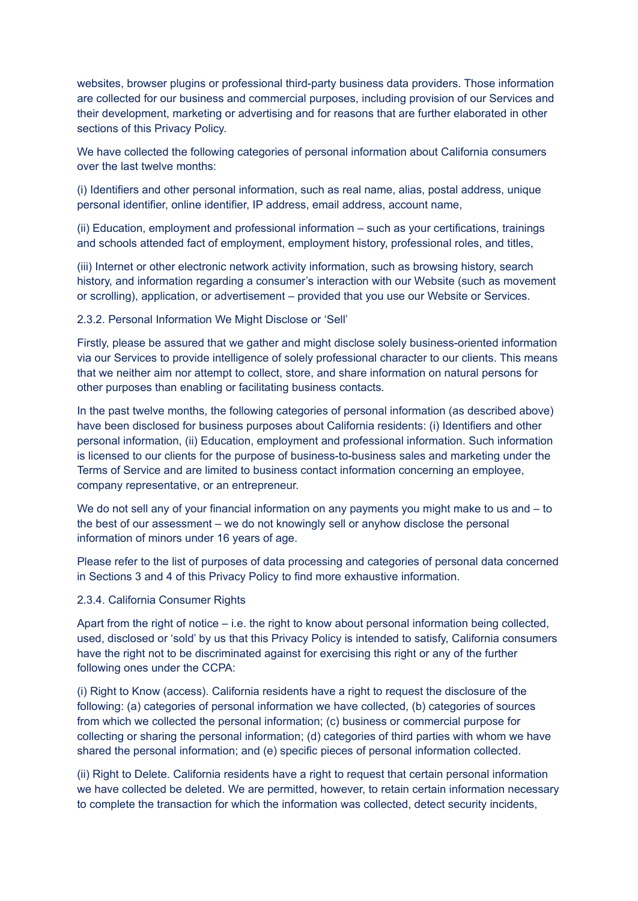websites, browser plugins or professional third-party business data providers. Those information are collected for our business and commercial purposes, including provision of our Services and their development, marketing or advertising and for reasons that are further elaborated in other sections of this Privacy Policy.

We have collected the following categories of personal information about California consumers over the last twelve months:

(i) Identifiers and other personal information, such as real name, alias, postal address, unique personal identifier, online identifier, IP address, email address, account name,

(ii) Education, employment and professional information – such as your certifications, trainings and schools attended fact of employment, employment history, professional roles, and titles,

(iii) Internet or other electronic network activity information, such as browsing history, search history, and information regarding a consumer's interaction with our Website (such as movement or scrolling), application, or advertisement – provided that you use our Website or Services.

2.3.2. Personal Information We Might Disclose or 'Sell'

Firstly, please be assured that we gather and might disclose solely business-oriented information via our Services to provide intelligence of solely professional character to our clients. This means that we neither aim nor attempt to collect, store, and share information on natural persons for other purposes than enabling or facilitating business contacts.

In the past twelve months, the following categories of personal information (as described above) have been disclosed for business purposes about California residents: (i) Identifiers and other personal information, (ii) Education, employment and professional information. Such information is licensed to our clients for the purpose of business-to-business sales and marketing under the Terms of Service and are limited to business contact information concerning an employee, company representative, or an entrepreneur.

We do not sell any of your financial information on any payments you might make to us and – to the best of our assessment – we do not knowingly sell or anyhow disclose the personal information of minors under 16 years of age.

Please refer to the list of purposes of data processing and categories of personal data concerned in Sections 3 and 4 of this Privacy Policy to find more exhaustive information.

2.3.4. California Consumer Rights

Apart from the right of notice – i.e. the right to know about personal information being collected, used, disclosed or 'sold' by us that this Privacy Policy is intended to satisfy, California consumers have the right not to be discriminated against for exercising this right or any of the further following ones under the CCPA:

(i) Right to Know (access). California residents have a right to request the disclosure of the following: (a) categories of personal information we have collected, (b) categories of sources from which we collected the personal information; (c) business or commercial purpose for collecting or sharing the personal information; (d) categories of third parties with whom we have shared the personal information; and (e) specific pieces of personal information collected.

(ii) Right to Delete. California residents have a right to request that certain personal information we have collected be deleted. We are permitted, however, to retain certain information necessary to complete the transaction for which the information was collected, detect security incidents,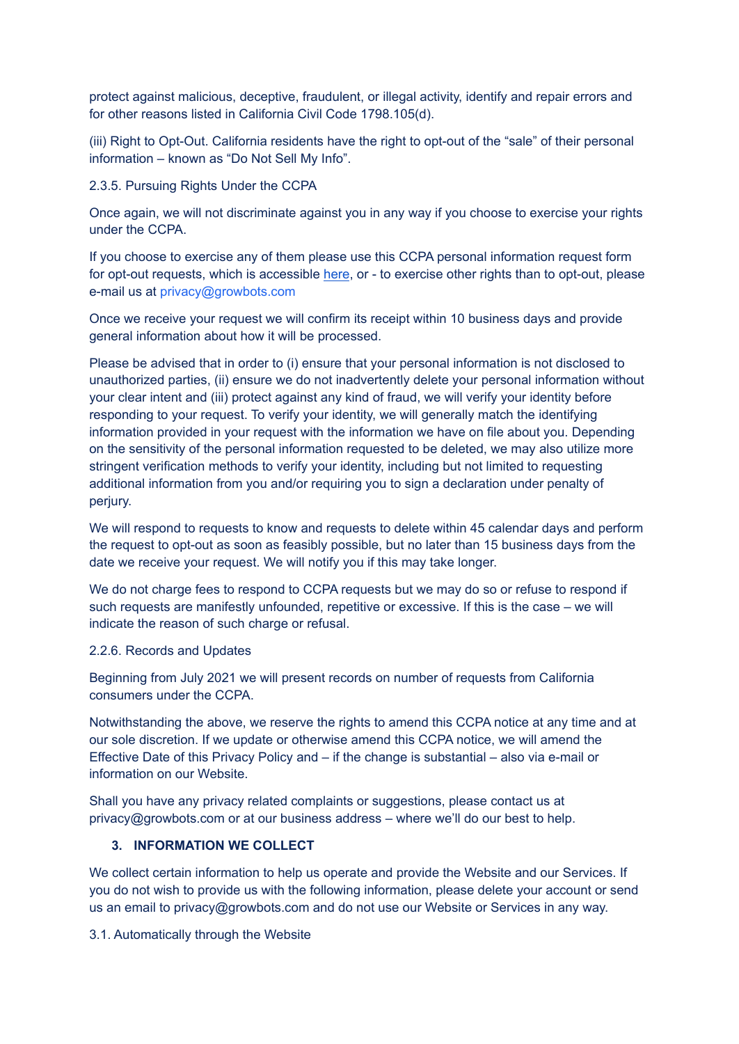protect against malicious, deceptive, fraudulent, or illegal activity, identify and repair errors and for other reasons listed in California Civil Code 1798.105(d).

(iii) Right to Opt-Out. California residents have the right to opt-out of the “sale” of their personal information – known as “Do Not Sell My Info”.

2.3.5. Pursuing Rights Under the CCPA

Once again, we will not discriminate against you in any way if you choose to exercise your rights under the CCPA.

If you choose to exercise any of them please use this CCPA personal information request form for opt-out requests, which is accessible here, or - to exercise other rights than to opt-out, please e-mail us at privacy@growbots.com

Once we receive your request we will confirm its receipt within 10 business days and provide general information about how it will be processed.

Please be advised that in order to (i) ensure that your personal information is not disclosed to unauthorized parties, (ii) ensure we do not inadvertently delete your personal information without your clear intent and (iii) protect against any kind of fraud, we will verify your identity before responding to your request. To verify your identity, we will generally match the identifying information provided in your request with the information we have on file about you. Depending on the sensitivity of the personal information requested to be deleted, we may also utilize more stringent verification methods to verify your identity, including but not limited to requesting additional information from you and/or requiring you to sign a declaration under penalty of perjury.

We will respond to requests to know and requests to delete within 45 calendar days and perform the request to opt-out as soon as feasibly possible, but no later than 15 business days from the date we receive your request. We will notify you if this may take longer.

We do not charge fees to respond to CCPA requests but we may do so or refuse to respond if such requests are manifestly unfounded, repetitive or excessive. If this is the case – we will indicate the reason of such charge or refusal.

2.2.6. Records and Updates

Beginning from July 2021 we will present records on number of requests from California consumers under the CCPA.

Notwithstanding the above, we reserve the rights to amend this CCPA notice at any time and at our sole discretion. If we update or otherwise amend this CCPA notice, we will amend the Effective Date of this Privacy Policy and – if the change is substantial – also via e-mail or information on our Website.

Shall you have any privacy related complaints or suggestions, please contact us at privacy@growbots.com or at our business address – where we’ll do our best to help.

## 3. INFORMATION WE COLLECT

We collect certain information to help us operate and provide the Website and our Services. If you do not wish to provide us with the following information, please delete your account or send us an email to privacy@growbots.com and do not use our Website or Services in any way.

3.1. Automatically through the Website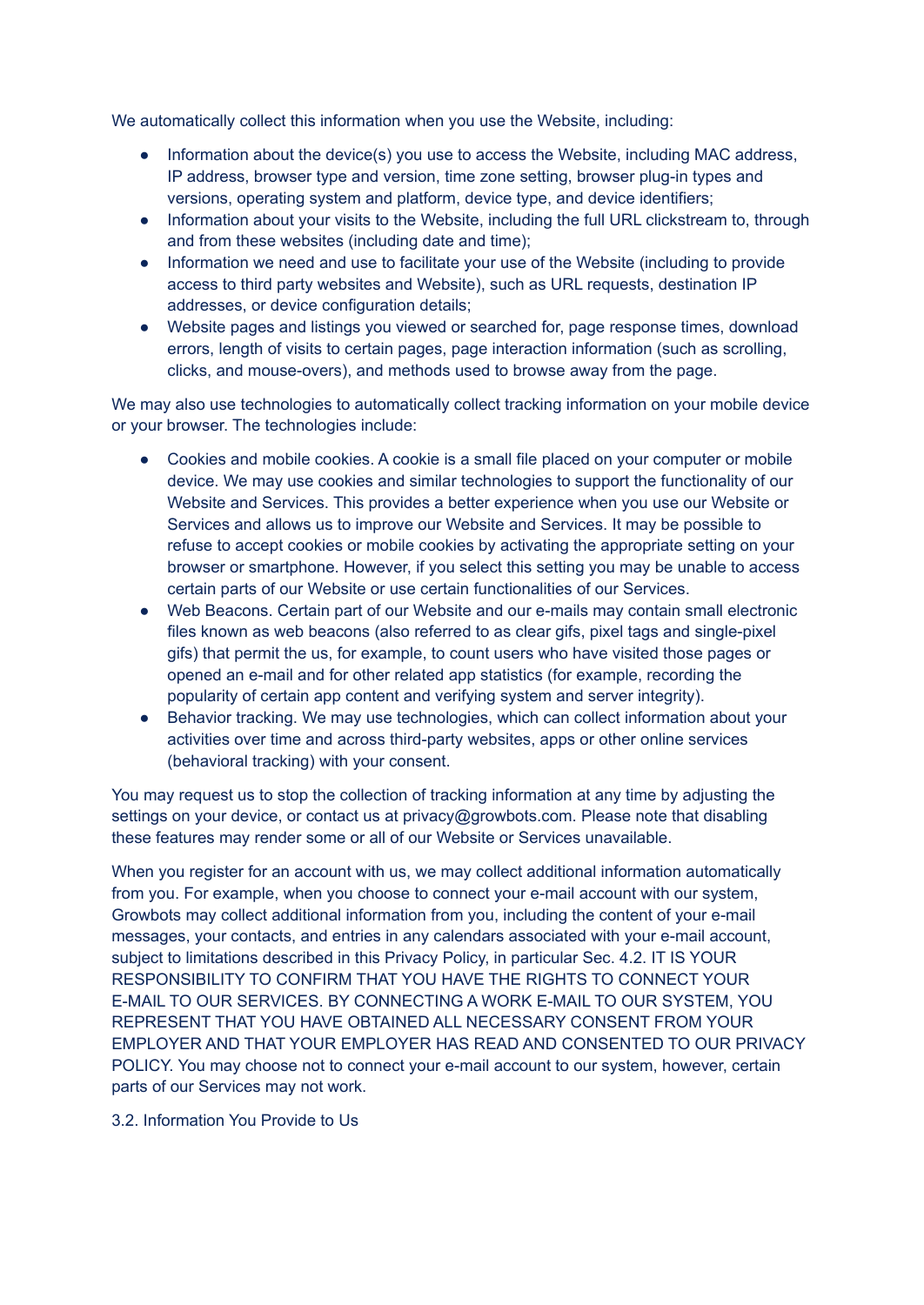We automatically collect this information when you use the Website, including:

- Information about the device(s) you use to access the Website, including MAC address, IP address, browser type and version, time zone setting, browser plug-in types and versions, operating system and platform, device type, and device identifiers;
- Information about your visits to the Website, including the full URL clickstream to, through and from these websites (including date and time);
- Information we need and use to facilitate your use of the Website (including to provide access to third party websites and Website), such as URL requests, destination IP addresses, or device configuration details;
- Website pages and listings you viewed or searched for, page response times, download errors, length of visits to certain pages, page interaction information (such as scrolling, clicks, and mouse-overs), and methods used to browse away from the page.

We may also use technologies to automatically collect tracking information on your mobile device or your browser. The technologies include:

- Cookies and mobile cookies. A cookie is a small file placed on your computer or mobile device. We may use cookies and similar technologies to support the functionality of our Website and Services. This provides a better experience when you use our Website or Services and allows us to improve our Website and Services. It may be possible to refuse to accept cookies or mobile cookies by activating the appropriate setting on your browser or smartphone. However, if you select this setting you may be unable to access certain parts of our Website or use certain functionalities of our Services.
- Web Beacons. Certain part of our Website and our e-mails may contain small electronic files known as web beacons (also referred to as clear gifs, pixel tags and single-pixel gifs) that permit the us, for example, to count users who have visited those pages or opened an e-mail and for other related app statistics (for example, recording the popularity of certain app content and verifying system and server integrity).
- Behavior tracking. We may use technologies, which can collect information about your activities over time and across third-party websites, apps or other online services (behavioral tracking) with your consent.

You may request us to stop the collection of tracking information at any time by adjusting the settings on your device, or contact us at privacy@growbots.com. Please note that disabling these features may render some or all of our Website or Services unavailable.

When you register for an account with us, we may collect additional information automatically from you. For example, when you choose to connect your e-mail account with our system, Growbots may collect additional information from you, including the content of your e-mail messages, your contacts, and entries in any calendars associated with your e-mail account, subject to limitations described in this Privacy Policy, in particular Sec. 4.2. IT IS YOUR RESPONSIBILITY TO CONFIRM THAT YOU HAVE THE RIGHTS TO CONNECT YOUR E-MAIL TO OUR SERVICES. BY CONNECTING A WORK E-MAIL TO OUR SYSTEM, YOU REPRESENT THAT YOU HAVE OBTAINED ALL NECESSARY CONSENT FROM YOUR EMPLOYER AND THAT YOUR EMPLOYER HAS READ AND CONSENTED TO OUR PRIVACY POLICY. You may choose not to connect your e-mail account to our system, however, certain parts of our Services may not work.

3.2. Information You Provide to Us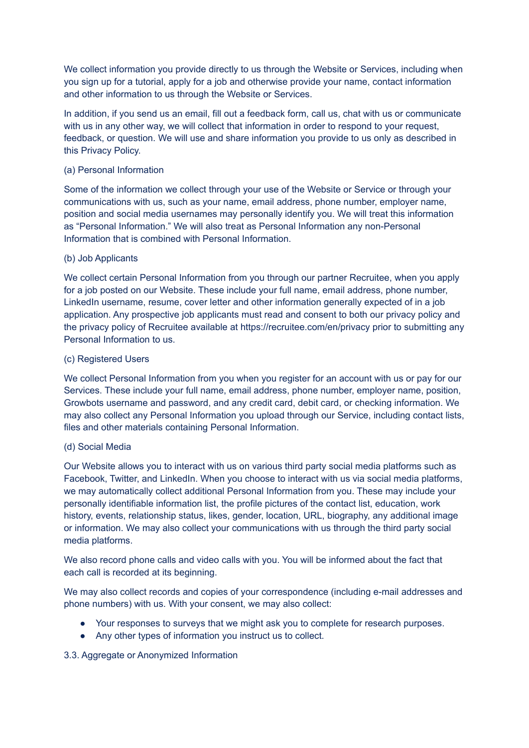We collect information you provide directly to us through the Website or Services, including when you sign up for a tutorial, apply for a job and otherwise provide your name, contact information and other information to us through the Website or Services.

In addition, if you send us an email, fill out a feedback form, call us, chat with us or communicate with us in any other way, we will collect that information in order to respond to your request, feedback, or question. We will use and share information you provide to us only as described in this Privacy Policy.

(a) Personal Information

Some of the information we collect through your use of the Website or Service or through your communications with us, such as your name, email address, phone number, employer name, position and social media usernames may personally identify you. We will treat this information as "Personal Information." We will also treat as Personal Information any non-Personal Information that is combined with Personal Information.

(b) Job Applicants

We collect certain Personal Information from you through our partner Recruitee, when you apply for a job posted on our Website. These include your full name, email address, phone number, LinkedIn username, resume, cover letter and other information generally expected of in a job application. Any prospective job applicants must read and consent to both our privacy policy and the privacy policy of Recruitee available at https://recruitee.com/en/privacy prior to submitting any Personal Information to us.

(c) Registered Users

We collect Personal Information from you when you register for an account with us or pay for our Services. These include your full name, email address, phone number, employer name, position, Growbots username and password, and any credit card, debit card, or checking information. We may also collect any Personal Information you upload through our Service, including contact lists, files and other materials containing Personal Information.

(d) Social Media

Our Website allows you to interact with us on various third party social media platforms such as Facebook, Twitter, and LinkedIn. When you choose to interact with us via social media platforms, we may automatically collect additional Personal Information from you. These may include your personally identifiable information list, the profile pictures of the contact list, education, work history, events, relationship status, likes, gender, location, URL, biography, any additional image or information. We may also collect your communications with us through the third party social media platforms.

We also record phone calls and video calls with you. You will be informed about the fact that each call is recorded at its beginning.

We may also collect records and copies of your correspondence (including e-mail addresses and phone numbers) with us. With your consent, we may also collect:

- Your responses to surveys that we might ask you to complete for research purposes.
- Any other types of information you instruct us to collect.

3.3. Aggregate or Anonymized Information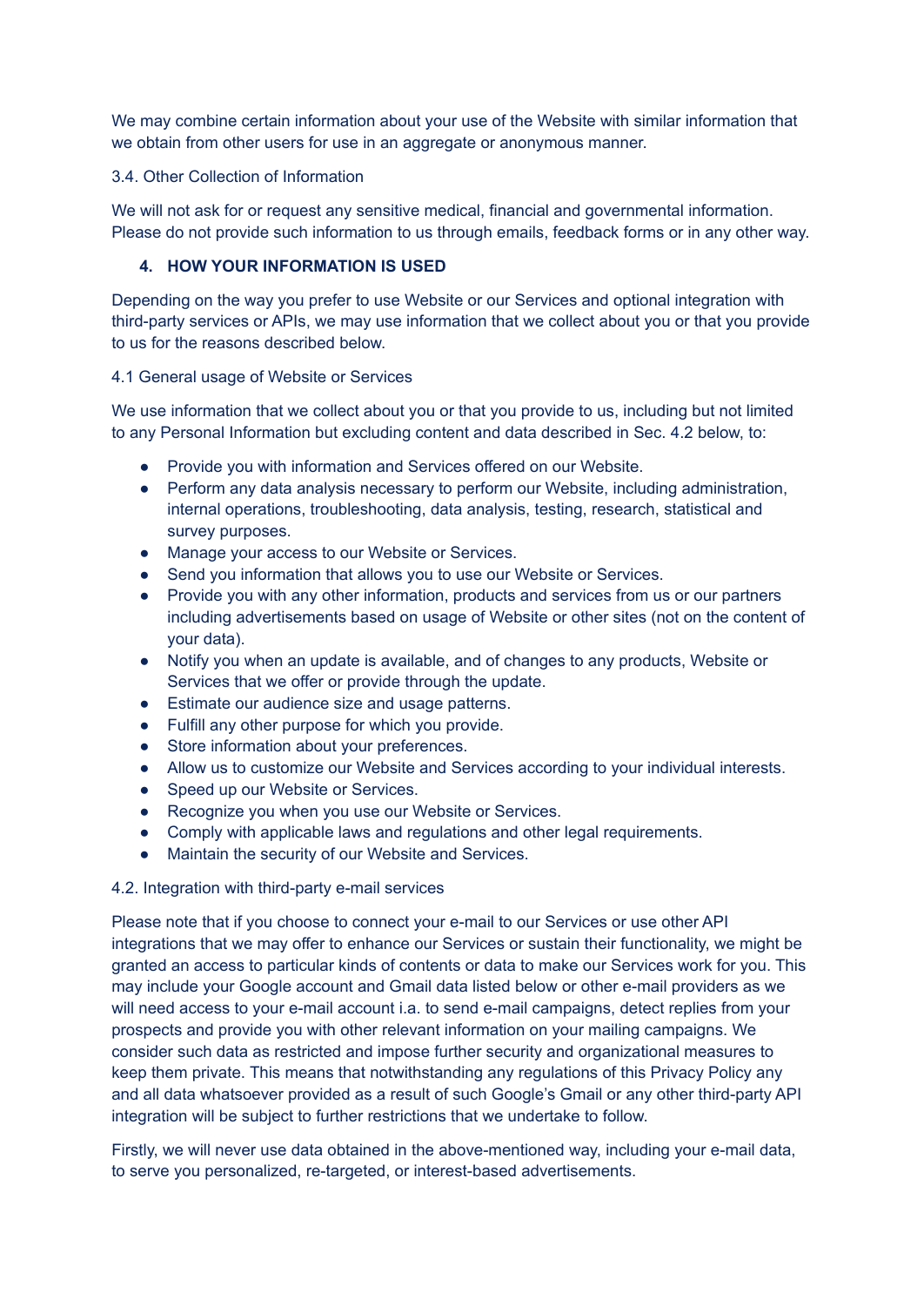We may combine certain information about your use of the Website with similar information that we obtain from other users for use in an aggregate or anonymous manner.

3.4. Other Collection of Information

We will not ask for or request any sensitive medical, financial and governmental information. Please do not provide such information to us through emails, feedback forms or in any other way.

## 4. HOW YOUR INFORMATION IS USED

Depending on the way you prefer to use Website or our Services and optional integration with third-party services or APIs, we may use information that we collect about you or that you provide to us for the reasons described below.

4.1 General usage of Website or Services

We use information that we collect about you or that you provide to us, including but not limited to any Personal Information but excluding content and data described in Sec. 4.2 below, to:

- Provide you with information and Services offered on our Website.
- Perform any data analysis necessary to perform our Website, including administration, internal operations, troubleshooting, data analysis, testing, research, statistical and survey purposes.
- Manage your access to our Website or Services.
- Send you information that allows you to use our Website or Services.
- Provide you with any other information, products and services from us or our partners including advertisements based on usage of Website or other sites (not on the content of your data).
- Notify you when an update is available, and of changes to any products, Website or Services that we offer or provide through the update.
- Estimate our audience size and usage patterns.
- Fulfill any other purpose for which you provide.
- Store information about your preferences.
- Allow us to customize our Website and Services according to your individual interests.
- Speed up our Website or Services.
- Recognize you when you use our Website or Services.
- Comply with applicable laws and regulations and other legal requirements.
- Maintain the security of our Website and Services.

4.2. Integration with third-party e-mail services

Please note that if you choose to connect your e-mail to our Services or use other API integrations that we may offer to enhance our Services or sustain their functionality, we might be granted an access to particular kinds of contents or data to make our Services work for you. This may include your Google account and Gmail data listed below or other e-mail providers as we will need access to your e-mail account i.a. to send e-mail campaigns, detect replies from your prospects and provide you with other relevant information on your mailing campaigns. We consider such data as restricted and impose further security and organizational measures to keep them private. This means that notwithstanding any regulations of this Privacy Policy any and all data whatsoever provided as a result of such Google's Gmail or any other third-party API integration will be subject to further restrictions that we undertake to follow.

Firstly, we will never use data obtained in the above-mentioned way, including your e-mail data, to serve you personalized, re-targeted, or interest-based advertisements.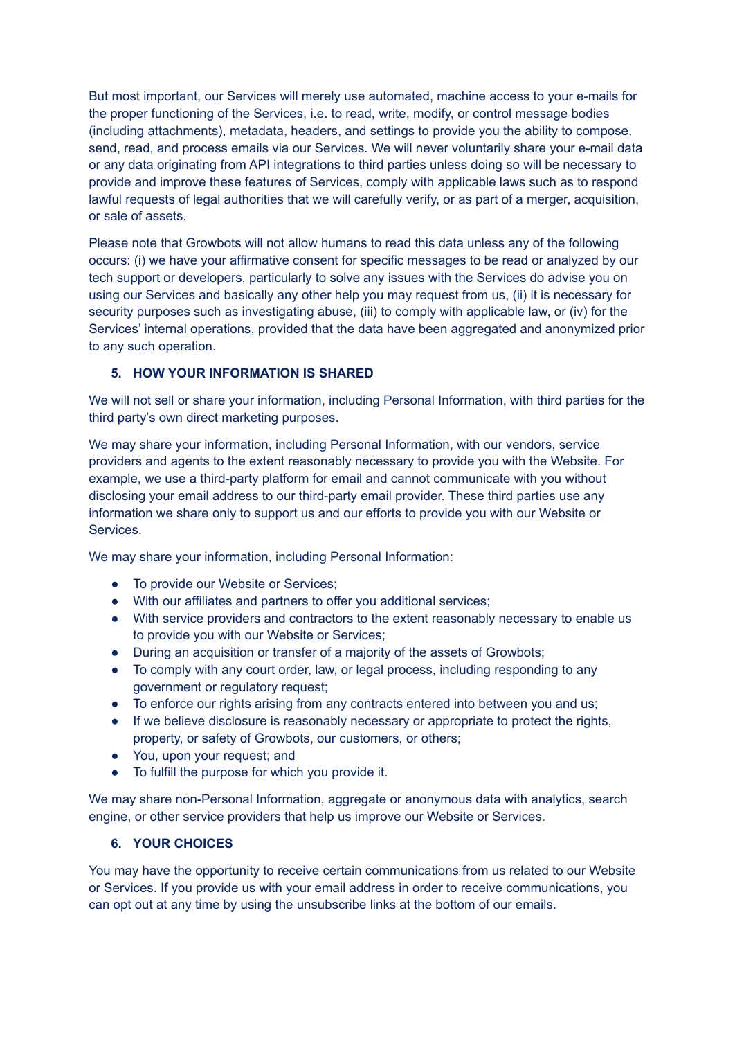But most important, our Services will merely use automated, machine access to your e-mails for the proper functioning of the Services, i.e. to read, write, modify, or control message bodies (including attachments), metadata, headers, and settings to provide you the ability to compose, send, read, and process emails via our Services. We will never voluntarily share your e-mail data or any data originating from API integrations to third parties unless doing so will be necessary to provide and improve these features of Services, comply with applicable laws such as to respond lawful requests of legal authorities that we will carefully verify, or as part of a merger, acquisition, or sale of assets.

Please note that Growbots will not allow humans to read this data unless any of the following occurs: (i) we have your affirmative consent for specific messages to be read or analyzed by our tech support or developers, particularly to solve any issues with the Services do advise you on using our Services and basically any other help you may request from us, (ii) it is necessary for security purposes such as investigating abuse, (iii) to comply with applicable law, or (iv) for the Services' internal operations, provided that the data have been aggregated and anonymized prior to any such operation.

## 5. HOW YOUR INFORMATION IS SHARED

We will not sell or share your information, including Personal Information, with third parties for the third party's own direct marketing purposes.

We may share your information, including Personal Information, with our vendors, service providers and agents to the extent reasonably necessary to provide you with the Website. For example, we use a third-party platform for email and cannot communicate with you without disclosing your email address to our third-party email provider. These third parties use any information we share only to support us and our efforts to provide you with our Website or Services.

We may share your information, including Personal Information:

- To provide our Website or Services;
- With our affiliates and partners to offer you additional services;
- With service providers and contractors to the extent reasonably necessary to enable us to provide you with our Website or Services;
- During an acquisition or transfer of a majority of the assets of Growbots;
- To comply with any court order, law, or legal process, including responding to any government or regulatory request;
- To enforce our rights arising from any contracts entered into between you and us;
- If we believe disclosure is reasonably necessary or appropriate to protect the rights, property, or safety of Growbots, our customers, or others;
- You, upon your request; and
- To fulfill the purpose for which you provide it.

We may share non-Personal Information, aggregate or anonymous data with analytics, search engine, or other service providers that help us improve our Website or Services.

## 6. YOUR CHOICES

You may have the opportunity to receive certain communications from us related to our Website or Services. If you provide us with your email address in order to receive communications, you can opt out at any time by using the unsubscribe links at the bottom of our emails.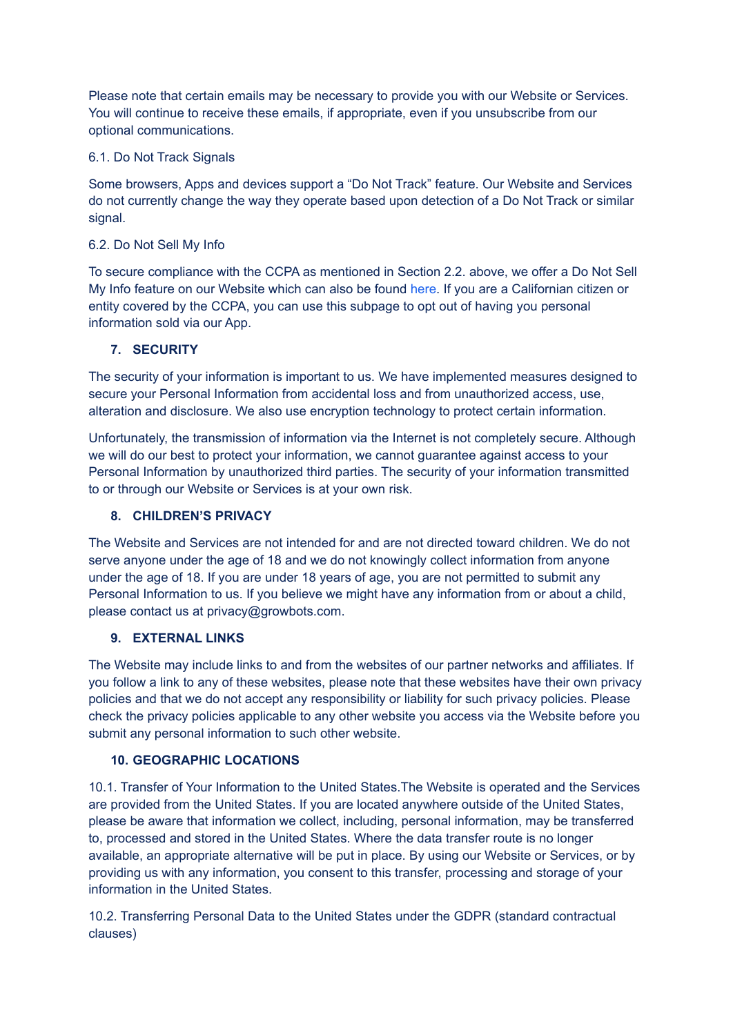Please note that certain emails may be necessary to provide you with our Website or Services. You will continue to receive these emails, if appropriate, even if you unsubscribe from our optional communications.

6.1. Do Not Track Signals

Some browsers, Apps and devices support a “Do Not Track” feature. Our Website and Services do not currently change the way they operate based upon detection of a Do Not Track or similar signal.

6.2. Do Not Sell My Info

To secure compliance with the CCPA as mentioned in Section 2.2. above, we offer a Do Not Sell My Info feature on our Website which can also be found here. If you are a Californian citizen or entity covered by the CCPA, you can use this subpage to opt out of having you personal information sold via our App.

## 7. SECURITY

The security of your information is important to us. We have implemented measures designed to secure your Personal Information from accidental loss and from unauthorized access, use, alteration and disclosure. We also use encryption technology to protect certain information.

Unfortunately, the transmission of information via the Internet is not completely secure. Although we will do our best to protect your information, we cannot guarantee against access to your Personal Information by unauthorized third parties. The security of your information transmitted to or through our Website or Services is at your own risk.

## 8. CHILDREN’S PRIVACY

The Website and Services are not intended for and are not directed toward children. We do not serve anyone under the age of 18 and we do not knowingly collect information from anyone under the age of 18. If you are under 18 years of age, you are not permitted to submit any Personal Information to us. If you believe we might have any information from or about a child, please contact us at privacy@growbots.com.

## 9. EXTERNAL LINKS

The Website may include links to and from the websites of our partner networks and affiliates. If you follow a link to any of these websites, please note that these websites have their own privacy policies and that we do not accept any responsibility or liability for such privacy policies. Please check the privacy policies applicable to any other website you access via the Website before you submit any personal information to such other website.

## 10. GEOGRAPHIC LOCATIONS

10.1. Transfer of Your Information to the United States.The Website is operated and the Services are provided from the United States. If you are located anywhere outside of the United States, please be aware that information we collect, including, personal information, may be transferred to, processed and stored in the United States. Where the data transfer route is no longer available, an appropriate alternative will be put in place. By using our Website or Services, or by providing us with any information, you consent to this transfer, processing and storage of your information in the United States.

10.2. Transferring Personal Data to the United States under the GDPR (standard contractual clauses)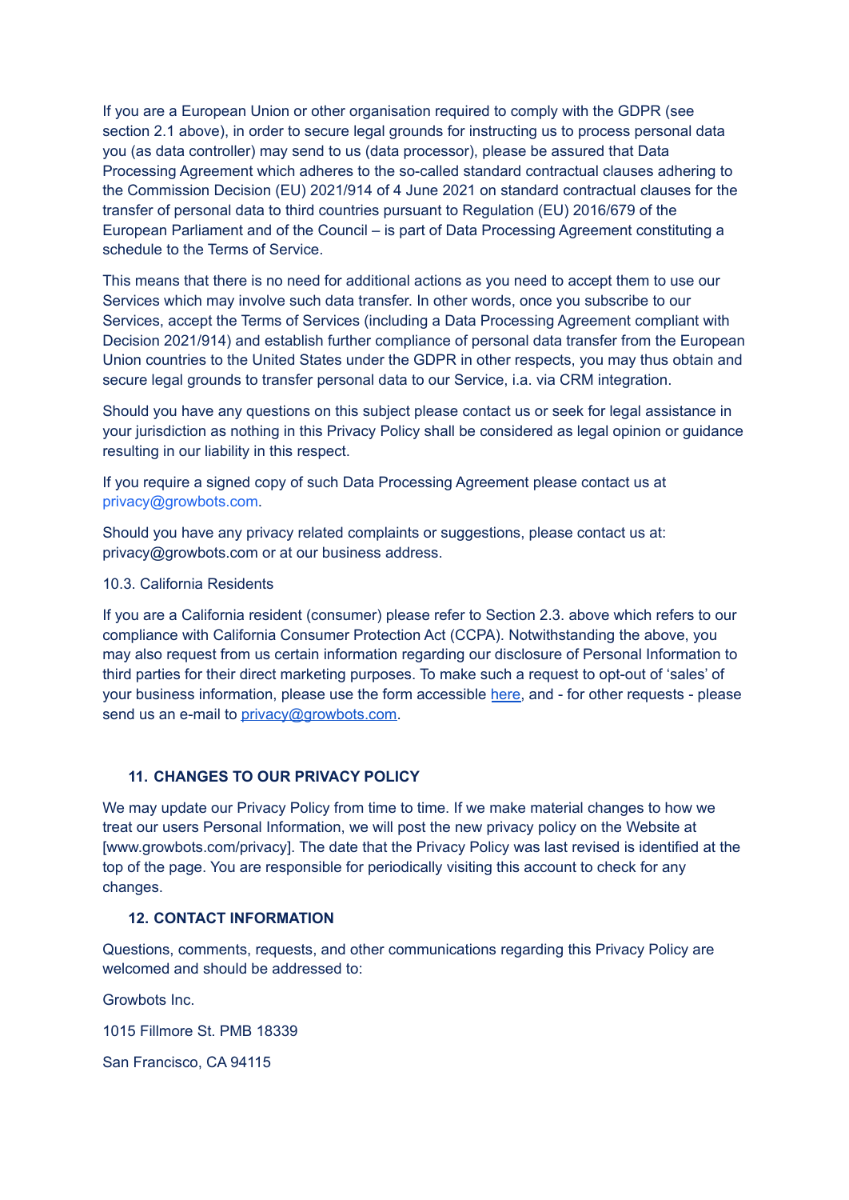If you are a European Union or other organisation required to comply with the GDPR (see section 2.1 above), in order to secure legal grounds for instructing us to process personal data you (as data controller) may send to us (data processor), please be assured that Data Processing Agreement which adheres to the so-called standard contractual clauses adhering to the Commission Decision (EU) 2021/914 of 4 June 2021 on standard contractual clauses for the transfer of personal data to third countries pursuant to Regulation (EU) 2016/679 of the European Parliament and of the Council – is part of Data Processing Agreement constituting a schedule to the Terms of Service.

This means that there is no need for additional actions as you need to accept them to use our Services which may involve such data transfer. In other words, once you subscribe to our Services, accept the Terms of Services (including a Data Processing Agreement compliant with Decision 2021/914) and establish further compliance of personal data transfer from the European Union countries to the United States under the GDPR in other respects, you may thus obtain and secure legal grounds to transfer personal data to our Service, i.a. via CRM integration.

Should you have any questions on this subject please contact us or seek for legal assistance in your jurisdiction as nothing in this Privacy Policy shall be considered as legal opinion or guidance resulting in our liability in this respect.

If you require a signed copy of such Data Processing Agreement please contact us at privacy@growbots.com.

Should you have any privacy related complaints or suggestions, please contact us at: privacy@growbots.com or at our business address.

10.3. California Residents

If you are a California resident (consumer) please refer to Section 2.3. above which refers to our compliance with California Consumer Protection Act (CCPA). Notwithstanding the above, you may also request from us certain information regarding our disclosure of Personal Information to third parties for their direct marketing purposes. To make such a request to opt-out of 'sales' of your business information, please use the form accessible here, and - for other requests - please send us an e-mail to privacy@growbots.com.

## 11. CHANGES TO OUR PRIVACY POLICY

We may update our Privacy Policy from time to time. If we make material changes to how we treat our users Personal Information, we will post the new privacy policy on the Website at [www.growbots.com/privacy]. The date that the Privacy Policy was last revised is identified at the top of the page. You are responsible for periodically visiting this account to check for any changes.

## 12. CONTACT INFORMATION

Questions, comments, requests, and other communications regarding this Privacy Policy are welcomed and should be addressed to:

Growbots Inc.

1015 Fillmore St. PMB 18339

San Francisco, CA 94115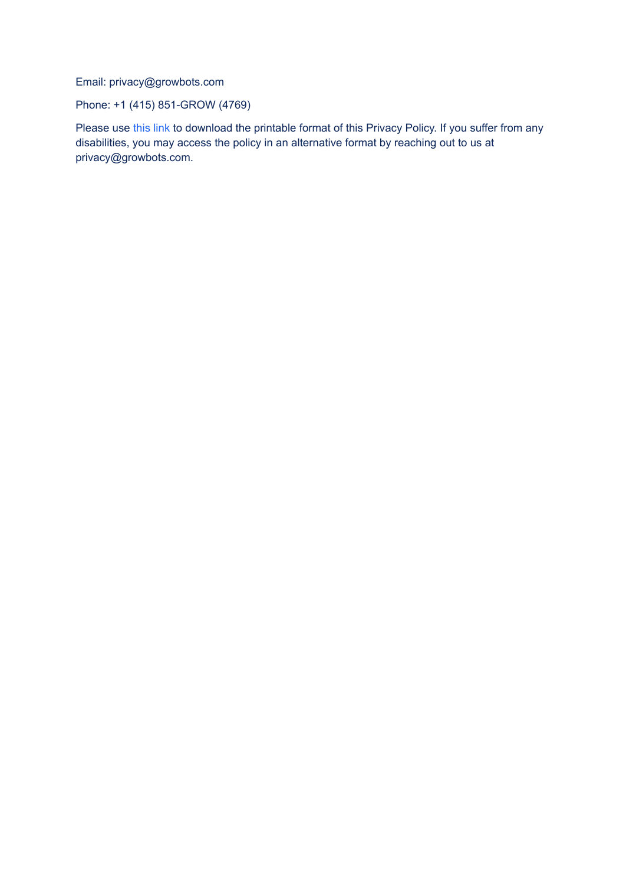Email: privacy@growbots.com

Phone: +1 (415) 851-GROW (4769)

Please use this link to download the printable format of this Privacy Policy. If you suffer from any disabilities, you may access the policy in an alternative format by reaching out to us at privacy@growbots.com.